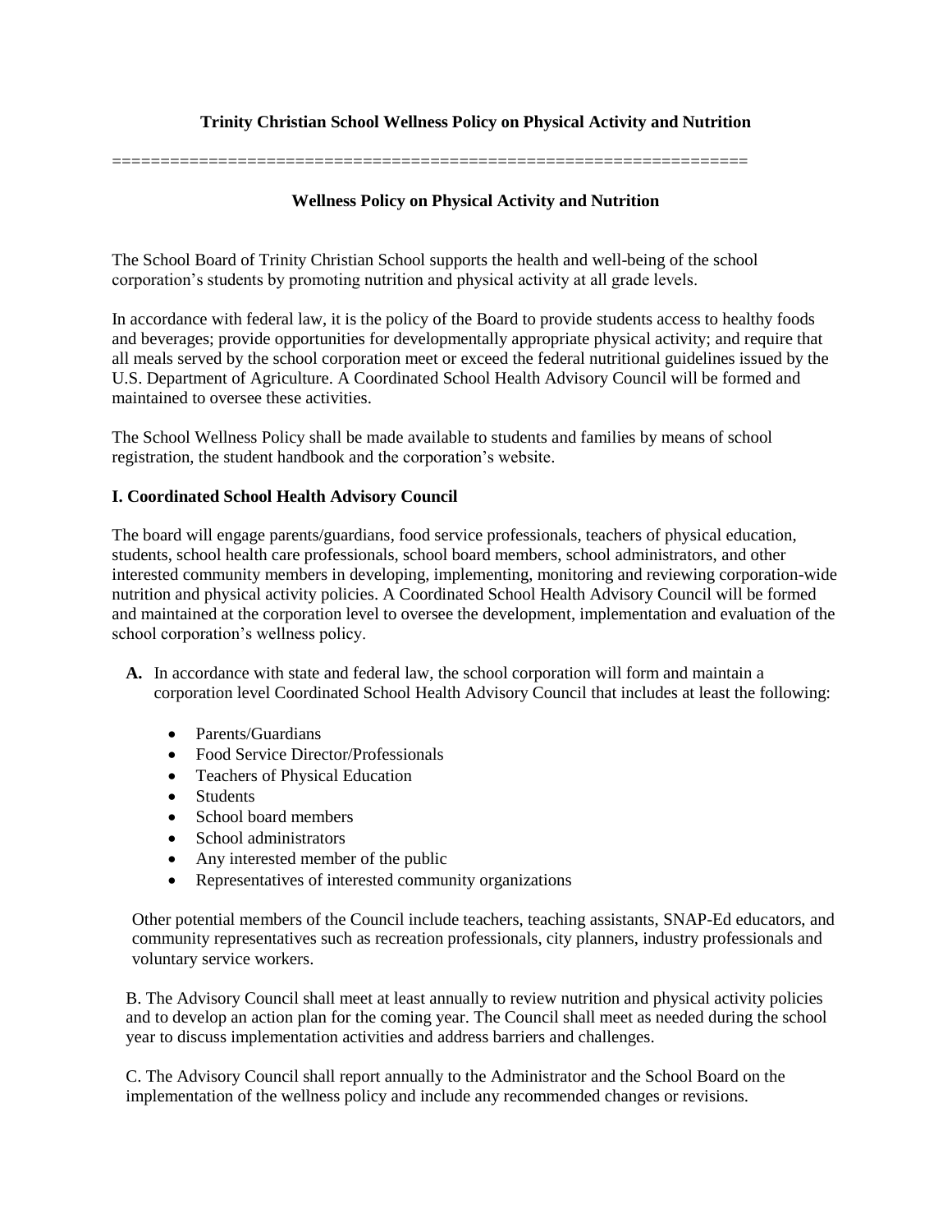# Trinity Christian School Wellness Policy on Physical Activity and Nutrition

=================================================================

## Wellness Policy on Physical Activity and Nutrition

The School Board of Trinity Christian School supports the health and well-being of the school corporation's students by promoting nutrition and physical activity at all grade levels.

In accordance with federal law, it is the policy of the Board to provide students access to healthy foods and beverages; provide opportunities for developmentally appropriate physical activity; and require that all meals served by the school corporation meet or exceed the federal nutritional guidelines issued by the U.S. Department of Agriculture. A Coordinated School Health Advisory Council will be formed and maintained to oversee these activities.

The School Wellness Policy shall be made available to students and families by means of school registration, the student handbook and the corporation's website.

### I. Coordinated School Health Advisory Council

The board will engage parents/guardians, food service professionals, teachers of physical education, students, school health care professionals, school board members, school administrators, and other interested community members in developing, implementing, monitoring and reviewing corporation-wide nutrition and physical activity policies. A Coordinated School Health Advisory Council will be formed and maintained at the corporation level to oversee the development, implementation and evaluation of the school corporation's wellness policy.

**A.** In accordance with state and federal law, the school corporation will form and maintain a corporation level Coordinated School Health Advisory Council that includes at least the following:

- Parents/Guardians
- Food Service Director/Professionals
- Teachers of Physical Education
- Students
- School board members
- School administrators
- Any interested member of the public
- Representatives of interested community organizations

Other potential members of the Council include teachers, teaching assistants, SNAP-Ed educators, and community representatives such as recreation professionals, city planners, industry professionals and voluntary service workers.

B. The Advisory Council shall meet at least annually to review nutrition and physical activity policies and to develop an action plan for the coming year. The Council shall meet as needed during the school year to discuss implementation activities and address barriers and challenges.

C. The Advisory Council shall report annually to the Administrator and the School Board on the implementation of the wellness policy and include any recommended changes or revisions.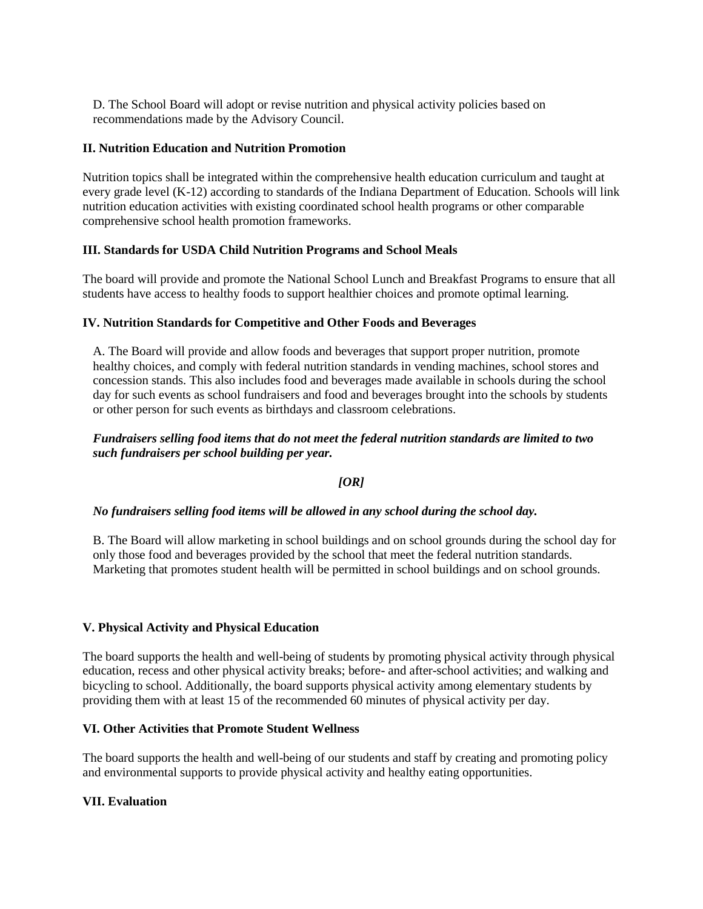D. The School Board will adopt or revise nutrition and physical activity policies based on recommendations made by the Advisory Council.

**II. Nutrition Education and Nutrition Promotion**

Nutrition topics shall be integrated within the comprehensive health education curriculum and taught at every grade level (K-12) according to standards of the Indiana Department of Education. Schools will link nutrition education activities with existing coordinated school health programs or other comparable comprehensive school health promotion frameworks.

**III. Standards for USDA Child Nutrition Programs and School Meals**

The board will provide and promote the National School Lunch and Breakfast Programs to ensure that all students have access to healthy foods to support healthier choices and promote optimal learning.

**IV. Nutrition Standards for Competitive and Other Foods and Beverages**

A. The Board will provide and allow foods and beverages that support proper nutrition, promote healthy choices, and comply with federal nutrition standards in vending machines, school stores and concession stands. This also includes food and beverages made available in schools during the school day for such events as school fundraisers and food and beverages brought into the schools by students or other person for such events as birthdays and classroom celebrations.

***Fundraisers selling food items that do not meet the federal nutrition standards are limited to two such fundraisers per school building per year.***

***[OR]***

***No fundraisers selling food items will be allowed in any school during the school day.***

B. The Board will allow marketing in school buildings and on school grounds during the school day for only those food and beverages provided by the school that meet the federal nutrition standards. Marketing that promotes student health will be permitted in school buildings and on school grounds.

**V. Physical Activity and Physical Education**

The board supports the health and well-being of students by promoting physical activity through physical education, recess and other physical activity breaks; before- and after-school activities; and walking and bicycling to school. Additionally, the board supports physical activity among elementary students by providing them with at least 15 of the recommended 60 minutes of physical activity per day.

**VI. Other Activities that Promote Student Wellness**

The board supports the health and well-being of our students and staff by creating and promoting policy and environmental supports to provide physical activity and healthy eating opportunities.

**VII. Evaluation**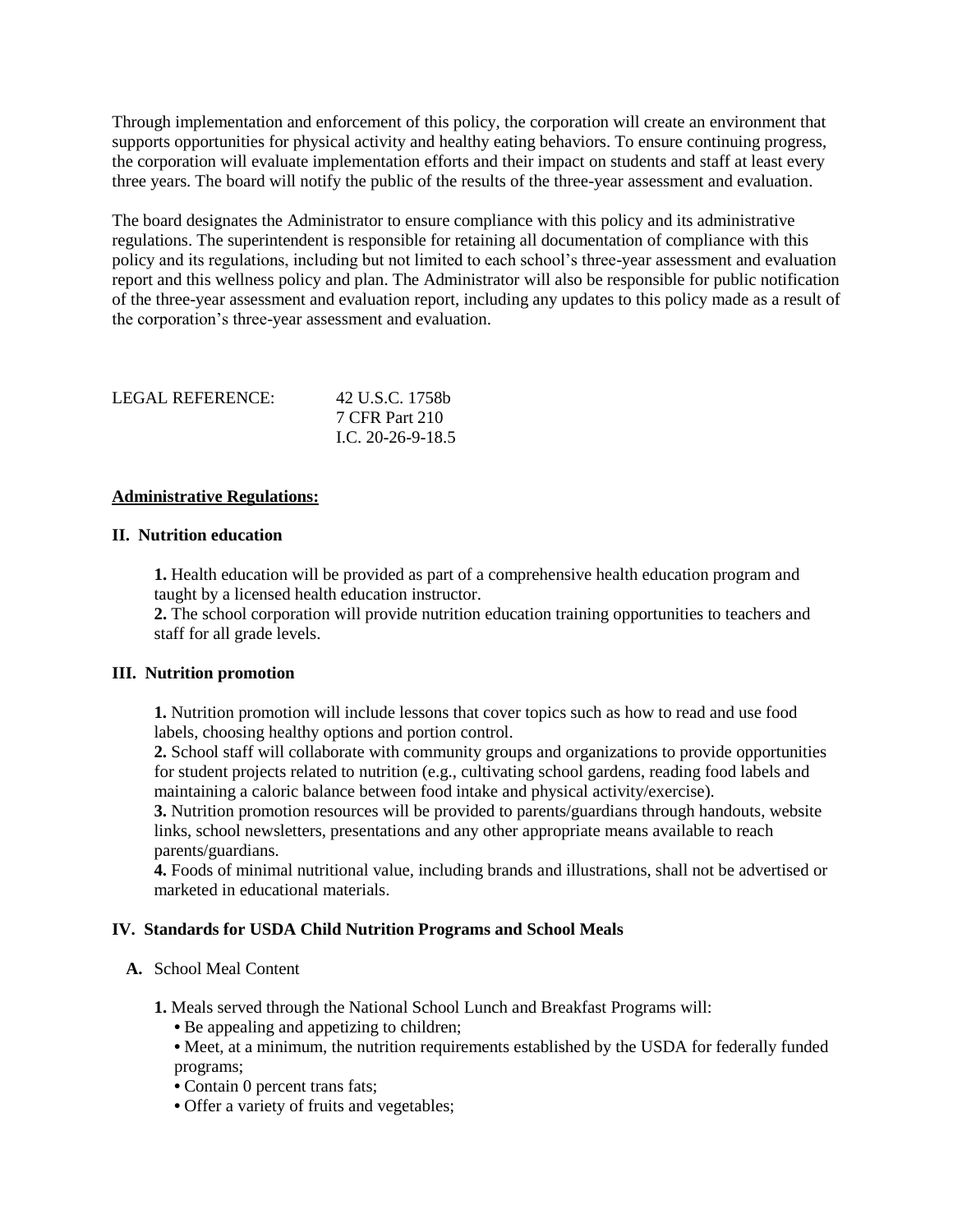Through implementation and enforcement of this policy, the corporation will create an environment that supports opportunities for physical activity and healthy eating behaviors. To ensure continuing progress, the corporation will evaluate implementation efforts and their impact on students and staff at least every three years. The board will notify the public of the results of the three-year assessment and evaluation.

The board designates the Administrator to ensure compliance with this policy and its administrative regulations. The superintendent is responsible for retaining all documentation of compliance with this policy and its regulations, including but not limited to each school's three-year assessment and evaluation report and this wellness policy and plan. The Administrator will also be responsible for public notification of the three-year assessment and evaluation report, including any updates to this policy made as a result of the corporation's three-year assessment and evaluation.

LEGAL REFERENCE: 42 U.S.C. 1758b
7 CFR Part 210
I.C. 20-26-9-18.5

**Administrative Regulations:**

**II. Nutrition education**

**1.** Health education will be provided as part of a comprehensive health education program and taught by a licensed health education instructor.
**2.** The school corporation will provide nutrition education training opportunities to teachers and staff for all grade levels.

**III. Nutrition promotion**

**1.** Nutrition promotion will include lessons that cover topics such as how to read and use food labels, choosing healthy options and portion control.
**2.** School staff will collaborate with community groups and organizations to provide opportunities for student projects related to nutrition (e.g., cultivating school gardens, reading food labels and maintaining a caloric balance between food intake and physical activity/exercise).
**3.** Nutrition promotion resources will be provided to parents/guardians through handouts, website links, school newsletters, presentations and any other appropriate means available to reach parents/guardians.
**4.** Foods of minimal nutritional value, including brands and illustrations, shall not be advertised or marketed in educational materials.

**IV. Standards for USDA Child Nutrition Programs and School Meals**

**A.** School Meal Content

**1.** Meals served through the National School Lunch and Breakfast Programs will:
- Be appealing and appetizing to children;
- Meet, at a minimum, the nutrition requirements established by the USDA for federally funded programs;
- Contain 0 percent trans fats;
- Offer a variety of fruits and vegetables;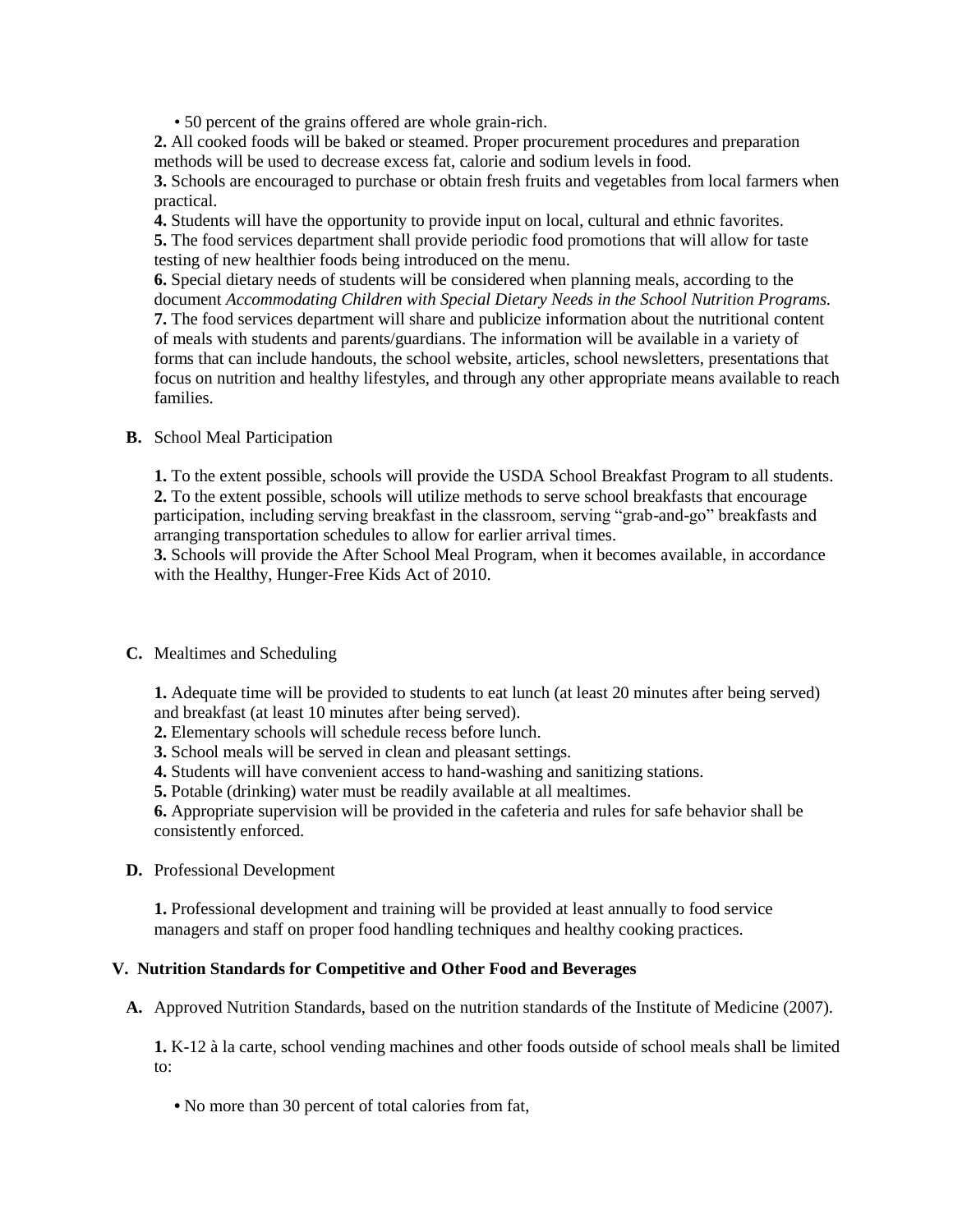- 50 percent of the grains offered are whole grain-rich.

**2.** All cooked foods will be baked or steamed. Proper procurement procedures and preparation methods will be used to decrease excess fat, calorie and sodium levels in food.
**3.** Schools are encouraged to purchase or obtain fresh fruits and vegetables from local farmers when practical.
**4.** Students will have the opportunity to provide input on local, cultural and ethnic favorites.
**5.** The food services department shall provide periodic food promotions that will allow for taste testing of new healthier foods being introduced on the menu.
**6.** Special dietary needs of students will be considered when planning meals, according to the document *Accommodating Children with Special Dietary Needs in the School Nutrition Programs.*
**7.** The food services department will share and publicize information about the nutritional content of meals with students and parents/guardians. The information will be available in a variety of forms that can include handouts, the school website, articles, school newsletters, presentations that focus on nutrition and healthy lifestyles, and through any other appropriate means available to reach families.

**B.** School Meal Participation

**1.** To the extent possible, schools will provide the USDA School Breakfast Program to all students.
**2.** To the extent possible, schools will utilize methods to serve school breakfasts that encourage participation, including serving breakfast in the classroom, serving "grab-and-go" breakfasts and arranging transportation schedules to allow for earlier arrival times.
**3.** Schools will provide the After School Meal Program, when it becomes available, in accordance with the Healthy, Hunger-Free Kids Act of 2010.

**C.** Mealtimes and Scheduling

**1.** Adequate time will be provided to students to eat lunch (at least 20 minutes after being served) and breakfast (at least 10 minutes after being served).
**2.** Elementary schools will schedule recess before lunch.
**3.** School meals will be served in clean and pleasant settings.
**4.** Students will have convenient access to hand-washing and sanitizing stations.
**5.** Potable (drinking) water must be readily available at all mealtimes.
**6.** Appropriate supervision will be provided in the cafeteria and rules for safe behavior shall be consistently enforced.

**D.** Professional Development

**1.** Professional development and training will be provided at least annually to food service managers and staff on proper food handling techniques and healthy cooking practices.

## V. Nutrition Standards for Competitive and Other Food and Beverages

**A.** Approved Nutrition Standards, based on the nutrition standards of the Institute of Medicine (2007).

**1.** K-12 à la carte, school vending machines and other foods outside of school meals shall be limited to:

- No more than 30 percent of total calories from fat,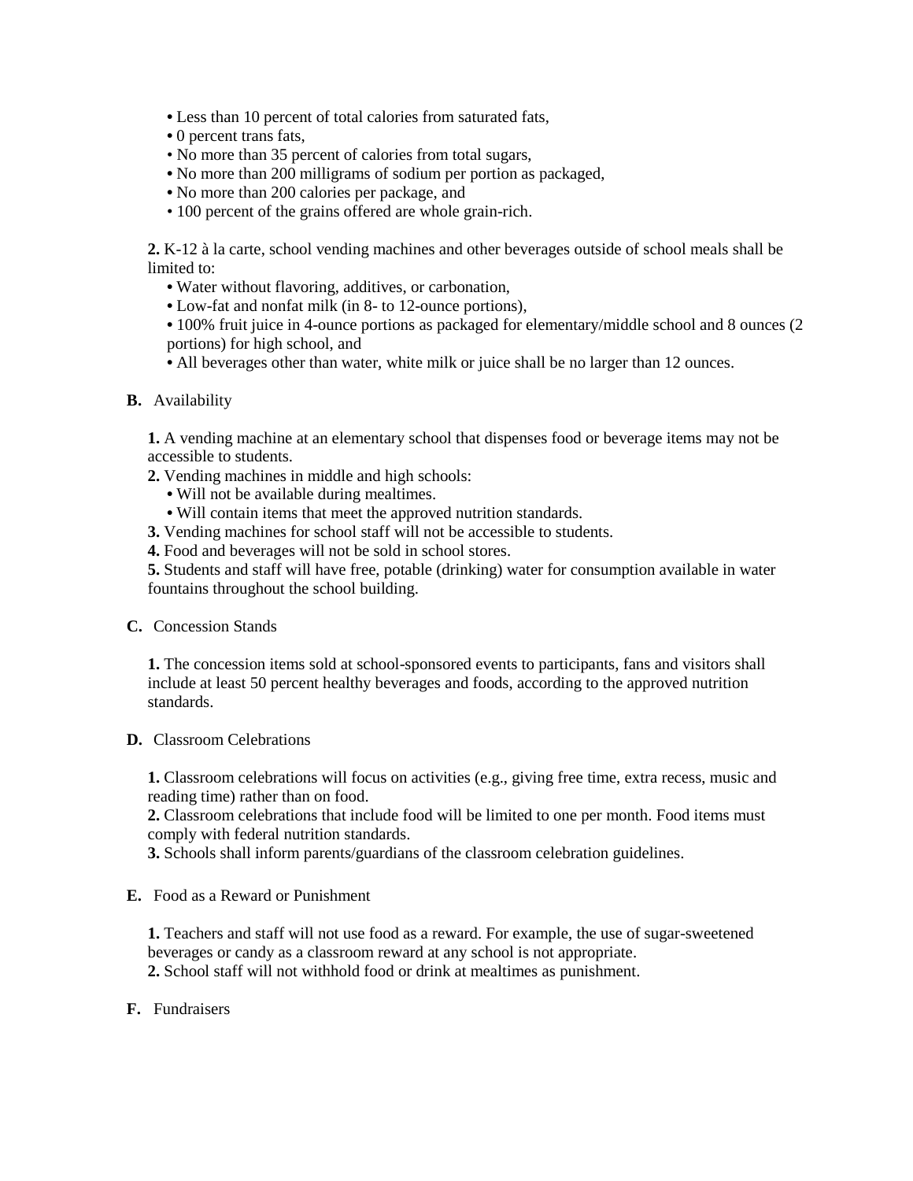- Less than 10 percent of total calories from saturated fats,
- 0 percent trans fats,
- No more than 35 percent of calories from total sugars,
- No more than 200 milligrams of sodium per portion as packaged,
- No more than 200 calories per package, and
- 100 percent of the grains offered are whole grain-rich.

**2.** K-12 à la carte, school vending machines and other beverages outside of school meals shall be limited to:

- Water without flavoring, additives, or carbonation,
- Low-fat and nonfat milk (in 8- to 12-ounce portions),
- 100% fruit juice in 4-ounce portions as packaged for elementary/middle school and 8 ounces (2 portions) for high school, and
- All beverages other than water, white milk or juice shall be no larger than 12 ounces.

**B.** Availability

**1.** A vending machine at an elementary school that dispenses food or beverage items may not be accessible to students.

**2.** Vending machines in middle and high schools:

- Will not be available during mealtimes.
- Will contain items that meet the approved nutrition standards.

**3.** Vending machines for school staff will not be accessible to students.

**4.** Food and beverages will not be sold in school stores.

**5.** Students and staff will have free, potable (drinking) water for consumption available in water fountains throughout the school building.

**C.** Concession Stands

**1.** The concession items sold at school-sponsored events to participants, fans and visitors shall include at least 50 percent healthy beverages and foods, according to the approved nutrition standards.

**D.** Classroom Celebrations

**1.** Classroom celebrations will focus on activities (e.g., giving free time, extra recess, music and reading time) rather than on food.

**2.** Classroom celebrations that include food will be limited to one per month. Food items must comply with federal nutrition standards.

**3.** Schools shall inform parents/guardians of the classroom celebration guidelines.

**E.** Food as a Reward or Punishment

**1.** Teachers and staff will not use food as a reward. For example, the use of sugar-sweetened beverages or candy as a classroom reward at any school is not appropriate.

**2.** School staff will not withhold food or drink at mealtimes as punishment.

**F.** Fundraisers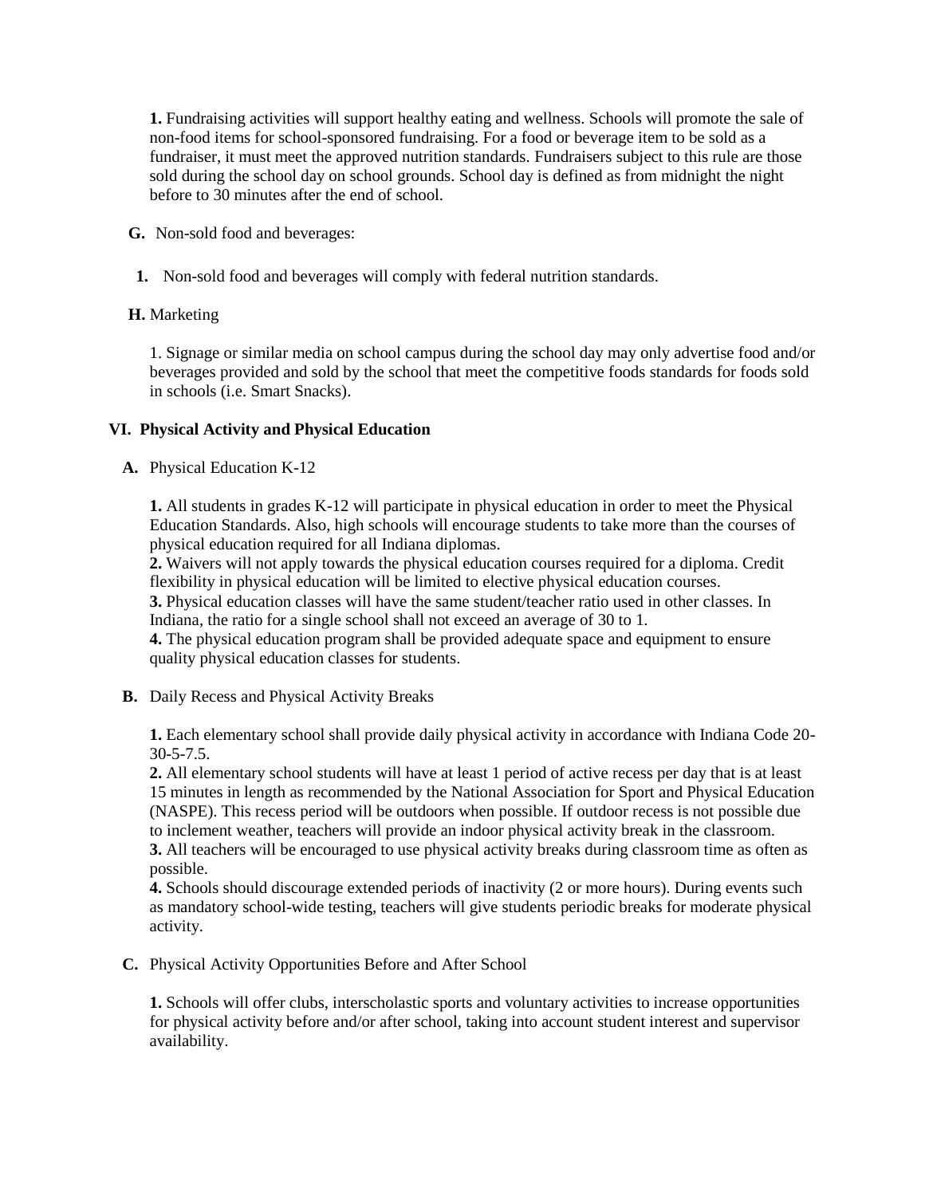**1.** Fundraising activities will support healthy eating and wellness. Schools will promote the sale of non-food items for school-sponsored fundraising. For a food or beverage item to be sold as a fundraiser, it must meet the approved nutrition standards. Fundraisers subject to this rule are those sold during the school day on school grounds. School day is defined as from midnight the night before to 30 minutes after the end of school.

**G.** Non-sold food and beverages:

**1.** Non-sold food and beverages will comply with federal nutrition standards.

**H.** Marketing

1. Signage or similar media on school campus during the school day may only advertise food and/or beverages provided and sold by the school that meet the competitive foods standards for foods sold in schools (i.e. Smart Snacks).

## VI. Physical Activity and Physical Education

**A.** Physical Education K-12

**1.** All students in grades K-12 will participate in physical education in order to meet the Physical Education Standards. Also, high schools will encourage students to take more than the courses of physical education required for all Indiana diplomas.
**2.** Waivers will not apply towards the physical education courses required for a diploma. Credit flexibility in physical education will be limited to elective physical education courses.
**3.** Physical education classes will have the same student/teacher ratio used in other classes. In Indiana, the ratio for a single school shall not exceed an average of 30 to 1.
**4.** The physical education program shall be provided adequate space and equipment to ensure quality physical education classes for students.

**B.** Daily Recess and Physical Activity Breaks

**1.** Each elementary school shall provide daily physical activity in accordance with Indiana Code 20-30-5-7.5.
**2.** All elementary school students will have at least 1 period of active recess per day that is at least 15 minutes in length as recommended by the National Association for Sport and Physical Education (NASPE). This recess period will be outdoors when possible. If outdoor recess is not possible due to inclement weather, teachers will provide an indoor physical activity break in the classroom.
**3.** All teachers will be encouraged to use physical activity breaks during classroom time as often as possible.
**4.** Schools should discourage extended periods of inactivity (2 or more hours). During events such as mandatory school-wide testing, teachers will give students periodic breaks for moderate physical activity.

**C.** Physical Activity Opportunities Before and After School

**1.** Schools will offer clubs, interscholastic sports and voluntary activities to increase opportunities for physical activity before and/or after school, taking into account student interest and supervisor availability.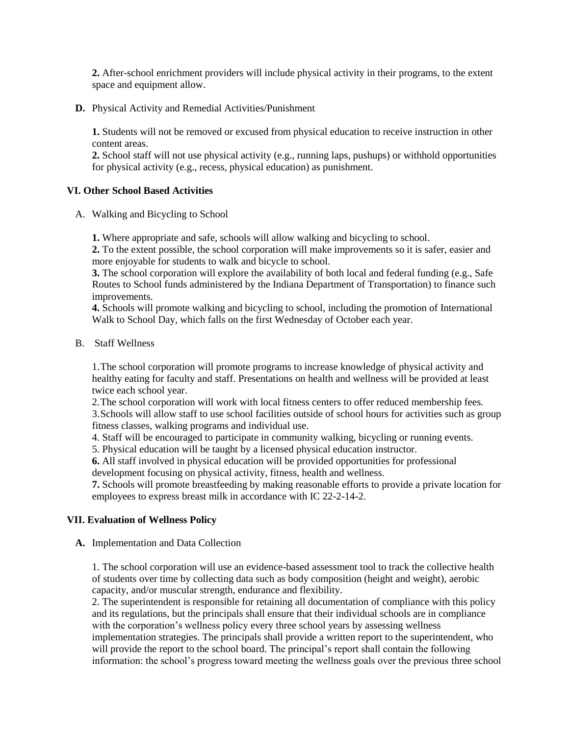**2.** After-school enrichment providers will include physical activity in their programs, to the extent space and equipment allow.

**D.** Physical Activity and Remedial Activities/Punishment

**1.** Students will not be removed or excused from physical education to receive instruction in other content areas.
**2.** School staff will not use physical activity (e.g., running laps, pushups) or withhold opportunities for physical activity (e.g., recess, physical education) as punishment.

### VI. Other School Based Activities

A. Walking and Bicycling to School

**1.** Where appropriate and safe, schools will allow walking and bicycling to school.
**2.** To the extent possible, the school corporation will make improvements so it is safer, easier and more enjoyable for students to walk and bicycle to school.
**3.** The school corporation will explore the availability of both local and federal funding (e.g., Safe Routes to School funds administered by the Indiana Department of Transportation) to finance such improvements.
**4.** Schools will promote walking and bicycling to school, including the promotion of International Walk to School Day, which falls on the first Wednesday of October each year.

B. Staff Wellness

1. The school corporation will promote programs to increase knowledge of physical activity and healthy eating for faculty and staff. Presentations on health and wellness will be provided at least twice each school year.
2. The school corporation will work with local fitness centers to offer reduced membership fees.
3. Schools will allow staff to use school facilities outside of school hours for activities such as group fitness classes, walking programs and individual use.
4. Staff will be encouraged to participate in community walking, bicycling or running events.
5. Physical education will be taught by a licensed physical education instructor.
**6.** All staff involved in physical education will be provided opportunities for professional development focusing on physical activity, fitness, health and wellness.
**7.** Schools will promote breastfeeding by making reasonable efforts to provide a private location for employees to express breast milk in accordance with IC 22-2-14-2.

### VII. Evaluation of Wellness Policy

**A.** Implementation and Data Collection

1. The school corporation will use an evidence-based assessment tool to track the collective health of students over time by collecting data such as body composition (height and weight), aerobic capacity, and/or muscular strength, endurance and flexibility.
2. The superintendent is responsible for retaining all documentation of compliance with this policy and its regulations, but the principals shall ensure that their individual schools are in compliance with the corporation's wellness policy every three school years by assessing wellness implementation strategies. The principals shall provide a written report to the superintendent, who will provide the report to the school board. The principal's report shall contain the following information: the school's progress toward meeting the wellness goals over the previous three school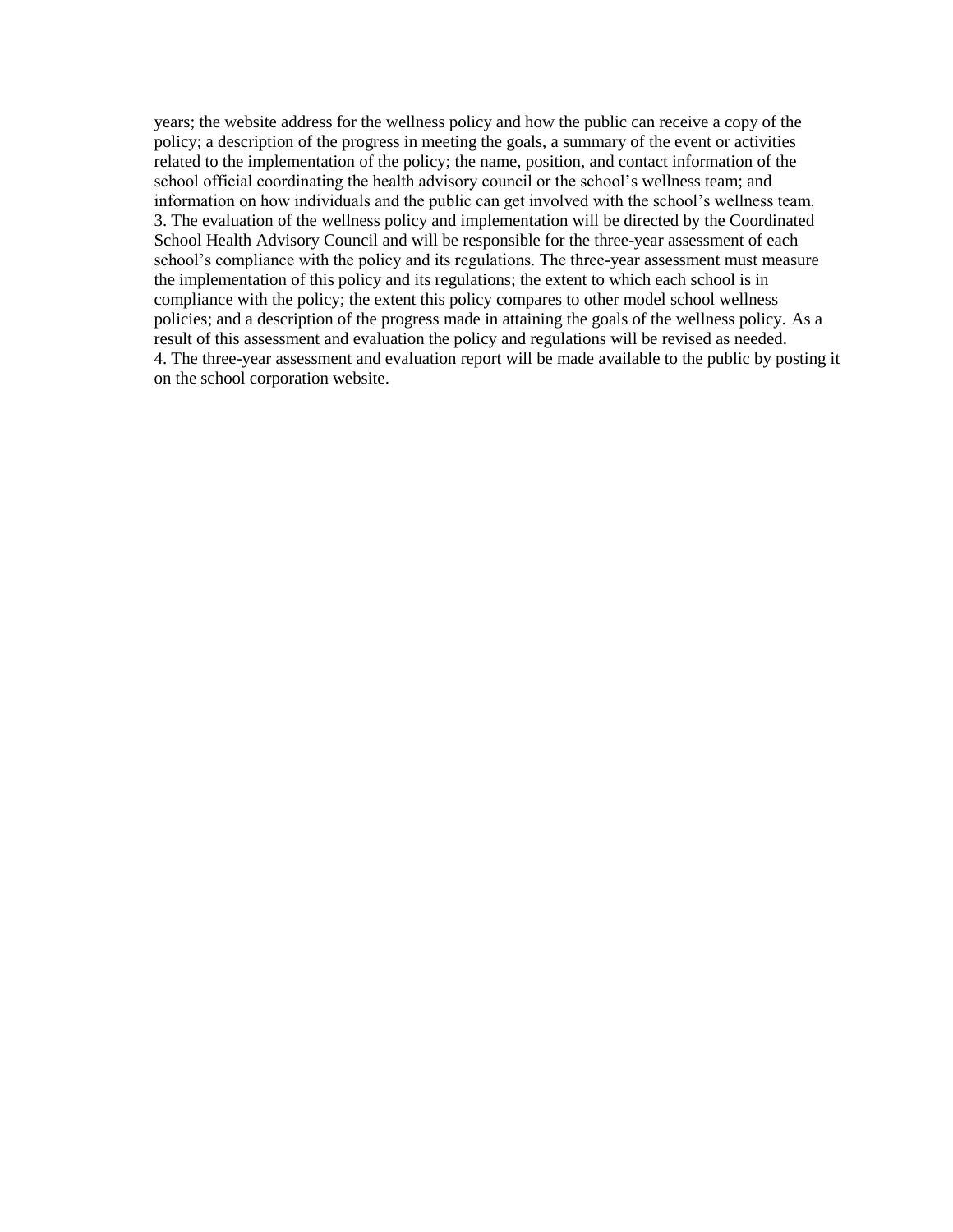years; the website address for the wellness policy and how the public can receive a copy of the policy; a description of the progress in meeting the goals, a summary of the event or activities related to the implementation of the policy; the name, position, and contact information of the school official coordinating the health advisory council or the school's wellness team; and information on how individuals and the public can get involved with the school's wellness team.

3. The evaluation of the wellness policy and implementation will be directed by the Coordinated School Health Advisory Council and will be responsible for the three-year assessment of each school's compliance with the policy and its regulations. The three-year assessment must measure the implementation of this policy and its regulations; the extent to which each school is in compliance with the policy; the extent this policy compares to other model school wellness policies; and a description of the progress made in attaining the goals of the wellness policy. As a result of this assessment and evaluation the policy and regulations will be revised as needed.

4. The three-year assessment and evaluation report will be made available to the public by posting it on the school corporation website.